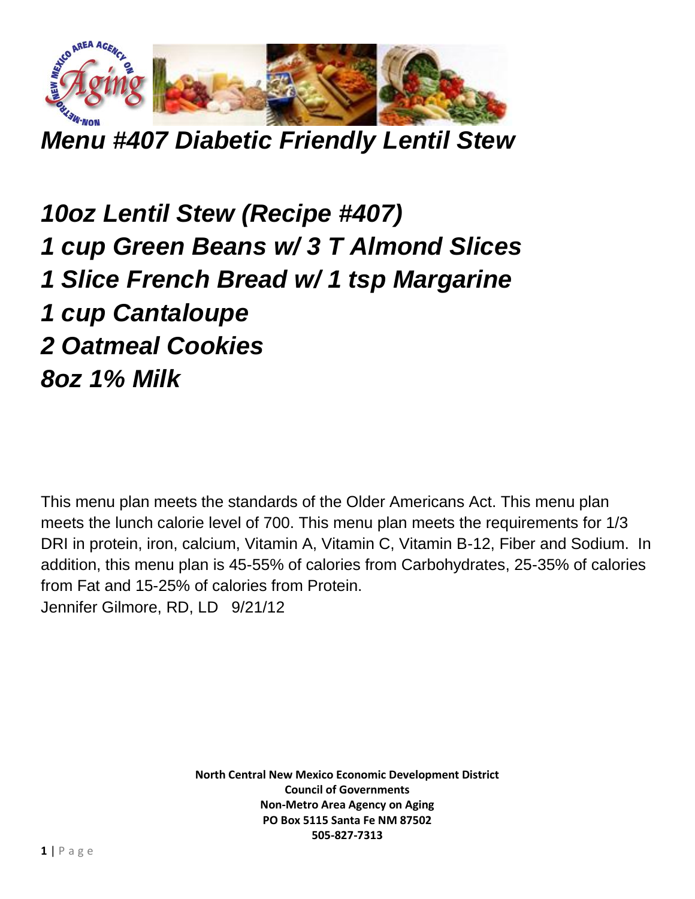# *Menu #407 Diabetic Friendly Lentil Stew*

## *10oz Lentil Stew (Recipe #407)*
## *1 cup Green Beans w/ 3 T Almond Slices*
## *1 Slice French Bread w/ 1 tsp Margarine*
## *1 cup Cantaloupe*
## *2 Oatmeal Cookies*
## *8oz 1% Milk*

This menu plan meets the standards of the Older Americans Act. This menu plan meets the lunch calorie level of 700. This menu plan meets the requirements for 1/3 DRI in protein, iron, calcium, Vitamin A, Vitamin C, Vitamin B-12, Fiber and Sodium. In addition, this menu plan is 45-55% of calories from Carbohydrates, 25-35% of calories from Fat and 15-25% of calories from Protein.
Jennifer Gilmore, RD, LD 9/21/12

**North Central New Mexico Economic Development District**
**Council of Governments**
**Non-Metro Area Agency on Aging**
**PO Box 5115 Santa Fe NM 87502**
**505-827-7313**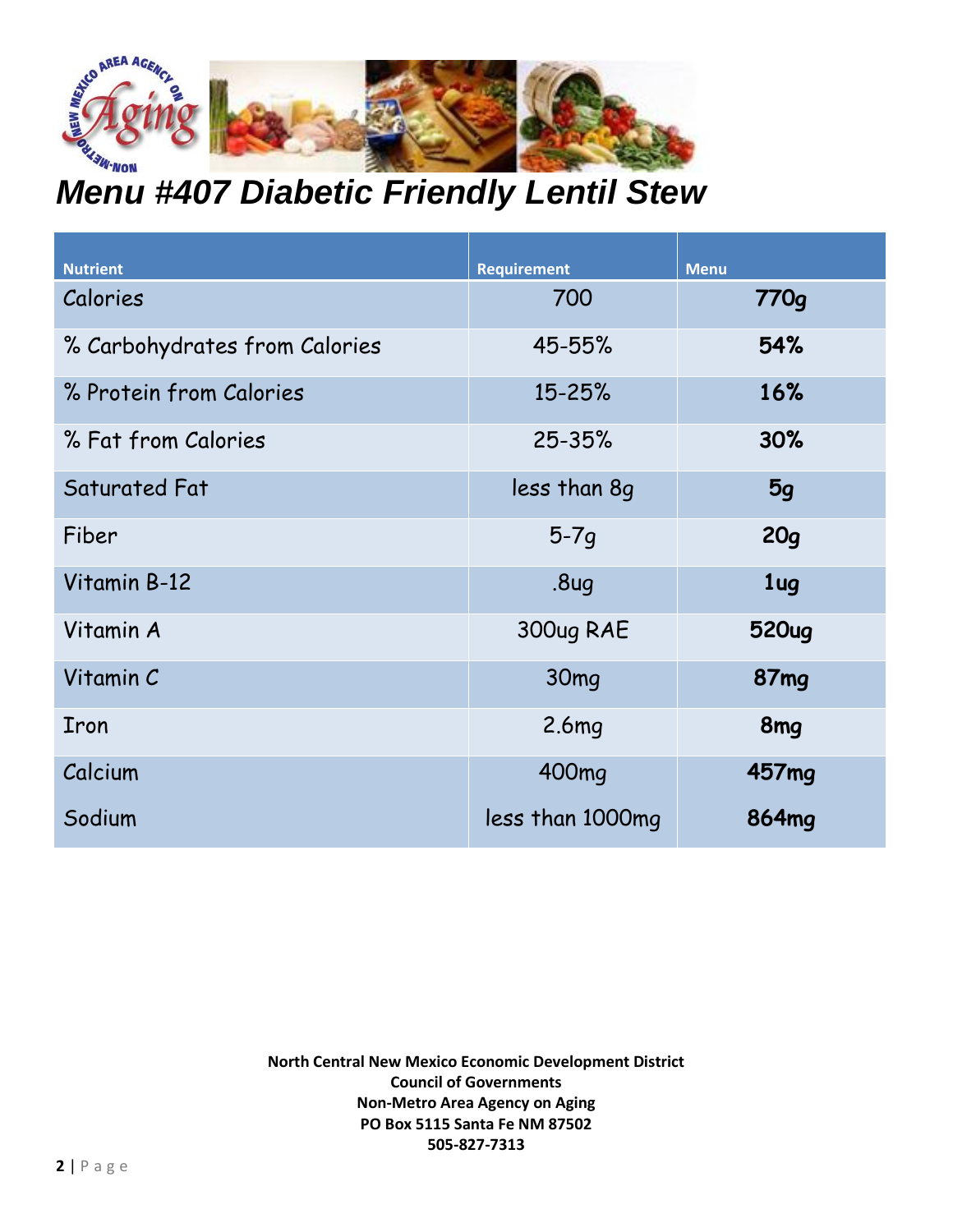# Menu #407 Diabetic Friendly Lentil Stew

| Nutrient | Requirement | Menu |
|---|---|---|
| Calories | 700 | **770g** |
| % Carbohydrates from Calories | 45-55% | **54%** |
| % Protein from Calories | 15-25% | **16%** |
| % Fat from Calories | 25-35% | **30%** |
| Saturated Fat | less than 8g | **5g** |
| Fiber | 5-7g | **20g** |
| Vitamin B-12 | .8ug | **1ug** |
| Vitamin A | 300ug RAE | **520ug** |
| Vitamin C | 30mg | **87mg** |
| Iron | 2.6mg | **8mg** |
| Calcium | 400mg | **457mg** |
| Sodium | less than 1000mg | **864mg** |

**North Central New Mexico Economic Development District**
**Council of Governments**
**Non-Metro Area Agency on Aging**
**PO Box 5115 Santa Fe NM 87502**
**505-827-7313**